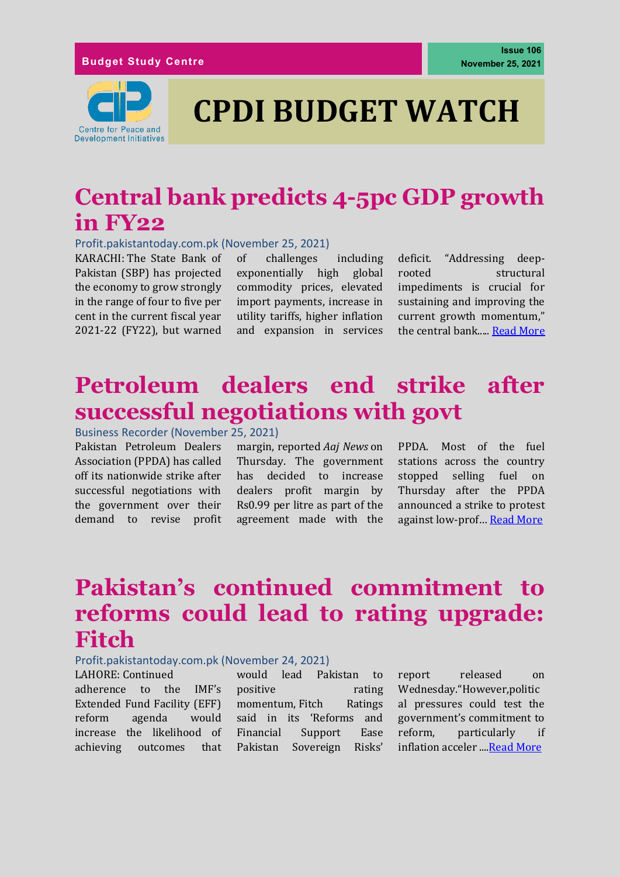Budget Study Centre

Issue 106
November 25, 2021

Centre for Peace and Development Initiatives

# CPDI BUDGET WATCH

## Central bank predicts 4-5pc GDP growth in FY22

Profit.pakistantoday.com.pk (November 25, 2021)

KARACHI: The State Bank of Pakistan (SBP) has projected the economy to grow strongly in the range of four to five per cent in the current fiscal year 2021-22 (FY22), but warned of challenges including exponentially high global commodity prices, elevated import payments, increase in utility tariffs, higher inflation and expansion in services deficit. "Addressing deep-rooted structural impediments is crucial for sustaining and improving the current growth momentum," the central bank..... Read More

## Petroleum dealers end strike after successful negotiations with govt

Business Recorder (November 25, 2021)

Pakistan Petroleum Dealers Association (PPDA) has called off its nationwide strike after successful negotiations with the government over their demand to revise profit margin, reported *Aaj News* on Thursday. The government has decided to increase dealers profit margin by Rs0.99 per litre as part of the agreement made with the PPDA. Most of the fuel stations across the country stopped selling fuel on Thursday after the PPDA announced a strike to protest against low-prof... Read More

## Pakistan's continued commitment to reforms could lead to rating upgrade: Fitch

Profit.pakistantoday.com.pk (November 24, 2021)

LAHORE: Continued adherence to the IMF's Extended Fund Facility (EFF) reform agenda would increase the likelihood of achieving outcomes that would lead Pakistan to positive rating momentum, Fitch Ratings said in its 'Reforms and Financial Support Ease Pakistan Sovereign Risks' report released on Wednesday."However,political pressures could test the government's commitment to reform, particularly if inflation acceler ....Read More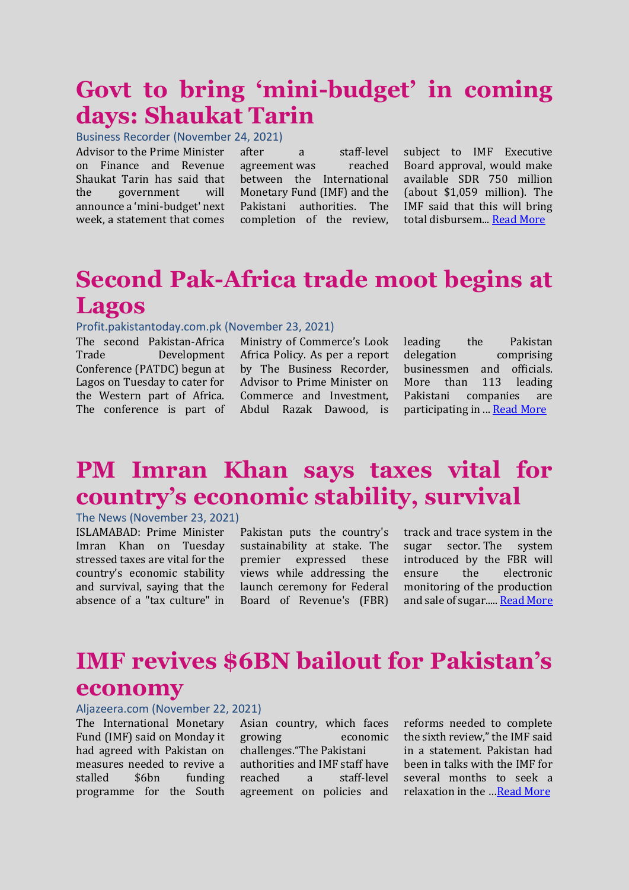# Govt to bring 'mini-budget' in coming days: Shaukat Tarin

Business Recorder (November 24, 2021)

Advisor to the Prime Minister on Finance and Revenue Shaukat Tarin has said that the government will announce a 'mini-budget' next week, a statement that comes after a staff-level agreement was reached between the International Monetary Fund (IMF) and the Pakistani authorities. The completion of the review, subject to IMF Executive Board approval, would make available SDR 750 million (about $1,059 million). The IMF said that this will bring total disbursem... Read More

# Second Pak-Africa trade moot begins at Lagos

Profit.pakistantoday.com.pk (November 23, 2021)

The second Pakistan-Africa Trade Development Conference (PATDC) begun at Lagos on Tuesday to cater for the Western part of Africa. The conference is part of Ministry of Commerce's Look Africa Policy. As per a report by The Business Recorder, Advisor to Prime Minister on Commerce and Investment, Abdul Razak Dawood, is leading the Pakistan delegation comprising businessmen and officials. More than 113 leading Pakistani companies are participating in ... Read More

# PM Imran Khan says taxes vital for country's economic stability, survival

The News (November 23, 2021)

ISLAMABAD: Prime Minister Imran Khan on Tuesday stressed taxes are vital for the country's economic stability and survival, saying that the absence of a "tax culture" in Pakistan puts the country's sustainability at stake. The premier expressed these views while addressing the launch ceremony for Federal Board of Revenue's (FBR) track and trace system in the sugar sector. The system introduced by the FBR will ensure the electronic monitoring of the production and sale of sugar..... Read More

# IMF revives $6BN bailout for Pakistan's economy

Aljazeera.com (November 22, 2021)

The International Monetary Fund (IMF) said on Monday it had agreed with Pakistan on measures needed to revive a stalled $6bn funding programme for the South Asian country, which faces growing economic challenges."The Pakistani authorities and IMF staff have reached a staff-level agreement on policies and reforms needed to complete the sixth review," the IMF said in a statement. Pakistan had been in talks with the IMF for several months to seek a relaxation in the ...Read More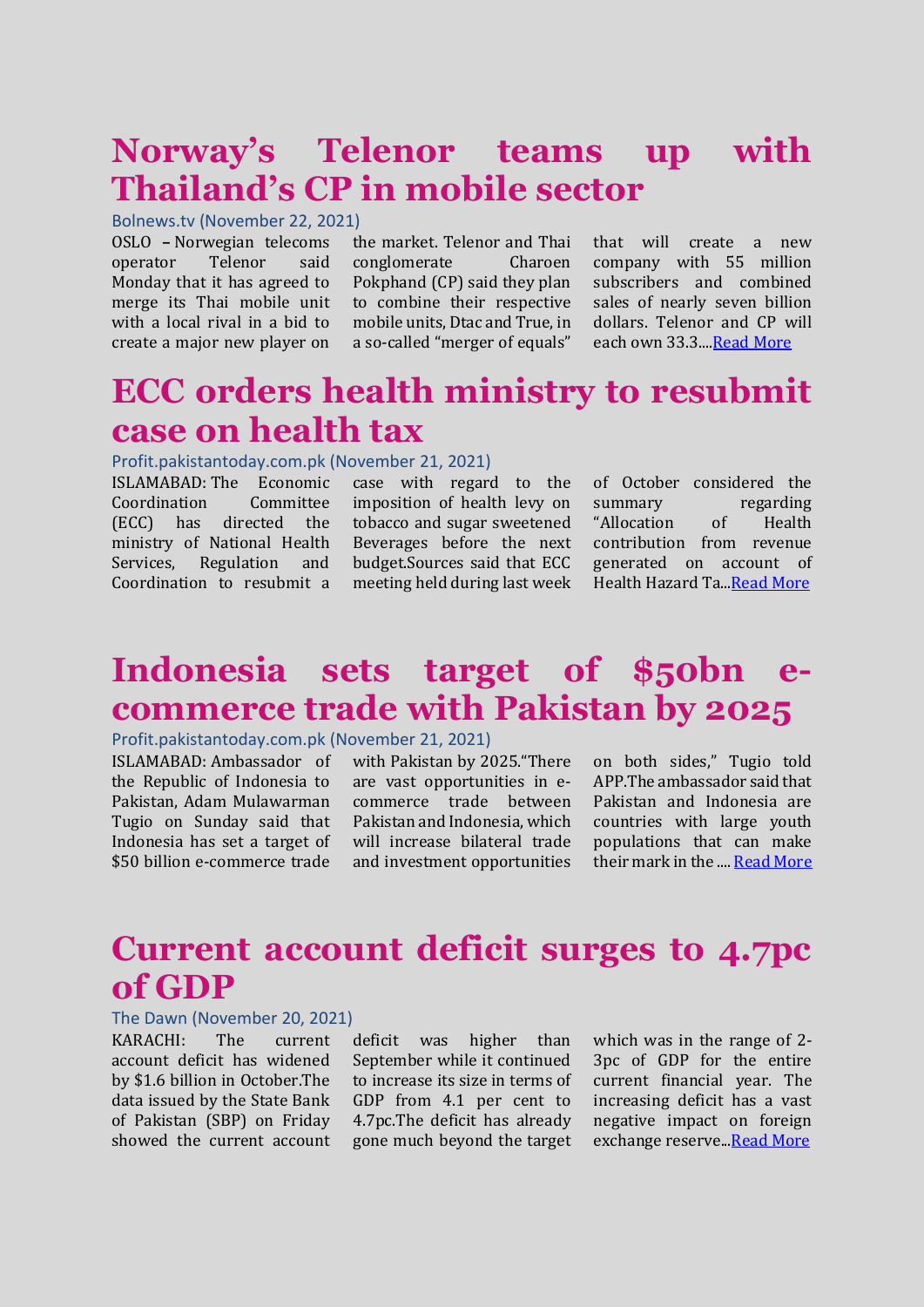# Norway's Telenor teams up with Thailand's CP in mobile sector

Bolnews.tv (November 22, 2021)

OSLO – Norwegian telecoms operator Telenor said Monday that it has agreed to merge its Thai mobile unit with a local rival in a bid to create a major new player on the market. Telenor and Thai conglomerate Charoen Pokphand (CP) said they plan to combine their respective mobile units, Dtac and True, in a so-called "merger of equals" that will create a new company with 55 million subscribers and combined sales of nearly seven billion dollars. Telenor and CP will each own 33.3....Read More

# ECC orders health ministry to resubmit case on health tax

Profit.pakistantoday.com.pk (November 21, 2021)

ISLAMABAD: The Economic Coordination Committee (ECC) has directed the ministry of National Health Services, Regulation and Coordination to resubmit a case with regard to the imposition of health levy on tobacco and sugar sweetened Beverages before the next budget.Sources said that ECC meeting held during last week of October considered the summary regarding "Allocation of Health contribution from revenue generated on account of Health Hazard Ta...Read More

# Indonesia sets target of $50bn e-commerce trade with Pakistan by 2025

Profit.pakistantoday.com.pk (November 21, 2021)

ISLAMABAD: Ambassador of the Republic of Indonesia to Pakistan, Adam Mulawarman Tugio on Sunday said that Indonesia has set a target of $50 billion e-commerce trade with Pakistan by 2025."There are vast opportunities in e-commerce trade between Pakistan and Indonesia, which will increase bilateral trade and investment opportunities on both sides," Tugio told APP.The ambassador said that Pakistan and Indonesia are countries with large youth populations that can make their mark in the .... Read More

# Current account deficit surges to 4.7pc of GDP

The Dawn (November 20, 2021)

KARACHI: The current account deficit has widened by $1.6 billion in October.The data issued by the State Bank of Pakistan (SBP) on Friday showed the current account deficit was higher than September while it continued to increase its size in terms of GDP from 4.1 per cent to 4.7pc.The deficit has already gone much beyond the target which was in the range of 2-3pc of GDP for the entire current financial year. The increasing deficit has a vast negative impact on foreign exchange reserve...Read More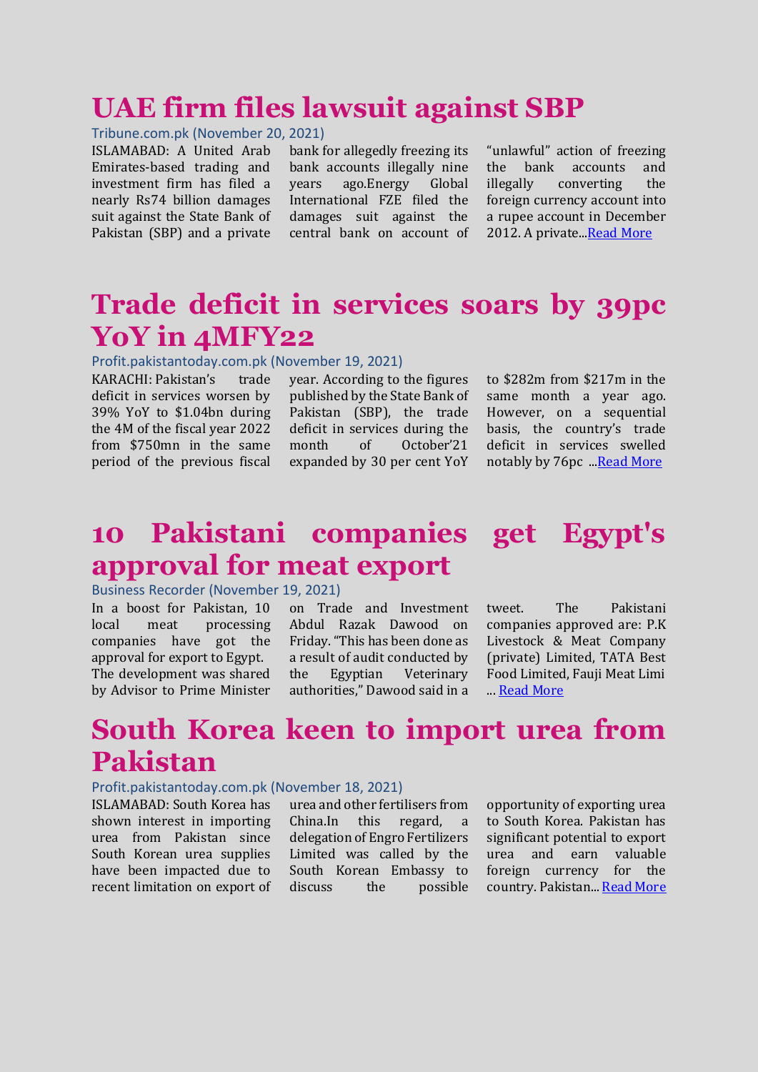# UAE firm files lawsuit against SBP

Tribune.com.pk (November 20, 2021)

ISLAMABAD: A United Arab Emirates-based trading and investment firm has filed a nearly Rs74 billion damages suit against the State Bank of Pakistan (SBP) and a private bank for allegedly freezing its bank accounts illegally nine years ago.Energy Global International FZE filed the damages suit against the central bank on account of "unlawful" action of freezing the bank accounts and illegally converting the foreign currency account into a rupee account in December 2012. A private...Read More

# Trade deficit in services soars by 39pc YoY in 4MFY22

Profit.pakistantoday.com.pk (November 19, 2021)

KARACHI: Pakistan's trade deficit in services worsen by 39% YoY to $1.04bn during the 4M of the fiscal year 2022 from $750mn in the same period of the previous fiscal year. According to the figures published by the State Bank of Pakistan (SBP), the trade deficit in services during the month of October'21 expanded by 30 per cent YoY to $282m from $217m in the same month a year ago. However, on a sequential basis, the country's trade deficit in services swelled notably by 76pc ...Read More

# 10 Pakistani companies get Egypt's approval for meat export

Business Recorder (November 19, 2021)

In a boost for Pakistan, 10 local meat processing companies have got the approval for export to Egypt. The development was shared by Advisor to Prime Minister on Trade and Investment Abdul Razak Dawood on Friday. "This has been done as a result of audit conducted by the Egyptian Veterinary authorities," Dawood said in a tweet. The Pakistani companies approved are: P.K Livestock & Meat Company (private) Limited, TATA Best Food Limited, Fauji Meat Limi ... Read More

# South Korea keen to import urea from Pakistan

Profit.pakistantoday.com.pk (November 18, 2021)

ISLAMABAD: South Korea has shown interest in importing urea from Pakistan since South Korean urea supplies have been impacted due to recent limitation on export of urea and other fertilisers from China.In this regard, a delegation of Engro Fertilizers Limited was called by the South Korean Embassy to discuss the possible opportunity of exporting urea to South Korea. Pakistan has significant potential to export urea and earn valuable foreign currency for the country. Pakistan... Read More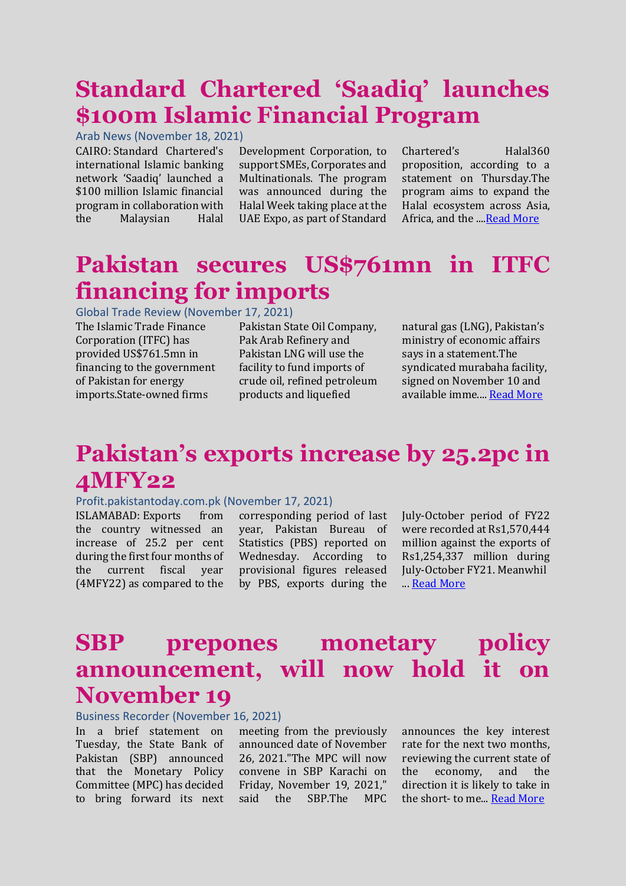# Standard Chartered 'Saadiq' launches $100m Islamic Financial Program

Arab News (November 18, 2021)

CAIRO: Standard Chartered's international Islamic banking network 'Saadiq' launched a $100 million Islamic financial program in collaboration with the Malaysian Halal Development Corporation, to support SMEs, Corporates and Multinationals. The program was announced during the Halal Week taking place at the UAE Expo, as part of Standard Chartered's Halal360 proposition, according to a statement on Thursday.The program aims to expand the Halal ecosystem across Asia, Africa, and the ....Read More

# Pakistan secures US$761mn in ITFC financing for imports

Global Trade Review (November 17, 2021)

The Islamic Trade Finance Corporation (ITFC) has provided US$761.5mn in financing to the government of Pakistan for energy imports.State-owned firms Pakistan State Oil Company, Pak Arab Refinery and Pakistan LNG will use the facility to fund imports of crude oil, refined petroleum products and liquefied natural gas (LNG), Pakistan's ministry of economic affairs says in a statement.The syndicated murabaha facility, signed on November 10 and available imme.... Read More

# Pakistan's exports increase by 25.2pc in 4MFY22

Profit.pakistantoday.com.pk (November 17, 2021)

ISLAMABAD: Exports from the country witnessed an increase of 25.2 per cent during the first four months of the current fiscal year (4MFY22) as compared to the corresponding period of last year, Pakistan Bureau of Statistics (PBS) reported on Wednesday. According to provisional figures released by PBS, exports during the July-October period of FY22 were recorded at Rs1,570,444 million against the exports of Rs1,254,337 million during July-October FY21. Meanwhil ... Read More

# SBP prepones monetary policy announcement, will now hold it on November 19

Business Recorder (November 16, 2021)

In a brief statement on Tuesday, the State Bank of Pakistan (SBP) announced that the Monetary Policy Committee (MPC) has decided to bring forward its next meeting from the previously announced date of November 26, 2021."The MPC will now convene in SBP Karachi on Friday, November 19, 2021," said the SBP.The MPC announces the key interest rate for the next two months, reviewing the current state of the economy, and the direction it is likely to take in the short- to me... Read More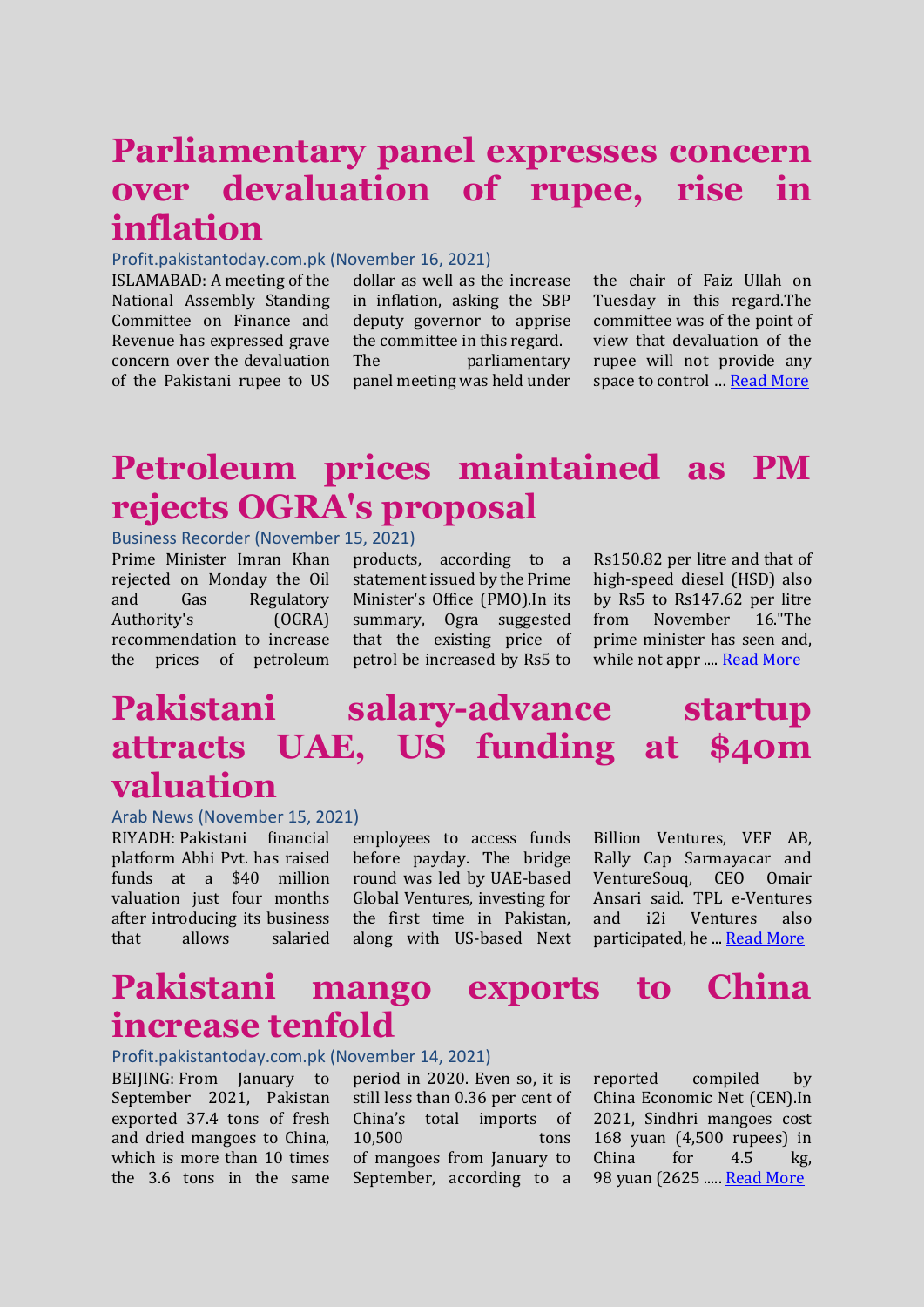## Parliamentary panel expresses concern over devaluation of rupee, rise in inflation

Profit.pakistantoday.com.pk (November 16, 2021)

ISLAMABAD: A meeting of the National Assembly Standing Committee on Finance and Revenue has expressed grave concern over the devaluation of the Pakistani rupee to US dollar as well as the increase in inflation, asking the SBP deputy governor to apprise the committee in this regard. The parliamentary panel meeting was held under the chair of Faiz Ullah on Tuesday in this regard.The committee was of the point of view that devaluation of the rupee will not provide any space to control … Read More

## Petroleum prices maintained as PM rejects OGRA's proposal

Business Recorder (November 15, 2021)

Prime Minister Imran Khan rejected on Monday the Oil and Gas Regulatory Authority's (OGRA) recommendation to increase the prices of petroleum products, according to a statement issued by the Prime Minister's Office (PMO).In its summary, Ogra suggested that the existing price of petrol be increased by Rs5 to Rs150.82 per litre and that of high-speed diesel (HSD) also by Rs5 to Rs147.62 per litre from November 16."The prime minister has seen and, while not appr .... Read More

## Pakistani salary-advance startup attracts UAE, US funding at $40m valuation

Arab News (November 15, 2021)

RIYADH: Pakistani financial platform Abhi Pvt. has raised funds at a $40 million valuation just four months after introducing its business that allows salaried employees to access funds before payday. The bridge round was led by UAE-based Global Ventures, investing for the first time in Pakistan, along with US-based Next Billion Ventures, VEF AB, Rally Cap Sarmayacar and VentureSouq, CEO Omair Ansari said. TPL e-Ventures and i2i Ventures also participated, he ... Read More

## Pakistani mango exports to China increase tenfold

Profit.pakistantoday.com.pk (November 14, 2021)

BEIJING: From January to September 2021, Pakistan exported 37.4 tons of fresh and dried mangoes to China, which is more than 10 times the 3.6 tons in the same period in 2020. Even so, it is still less than 0.36 per cent of China's total imports of 10,500 tons of mangoes from January to September, according to a reported compiled by China Economic Net (CEN).In 2021, Sindhri mangoes cost 168 yuan (4,500 rupees) in China for 4.5 kg, 98 yuan (2625 ..... Read More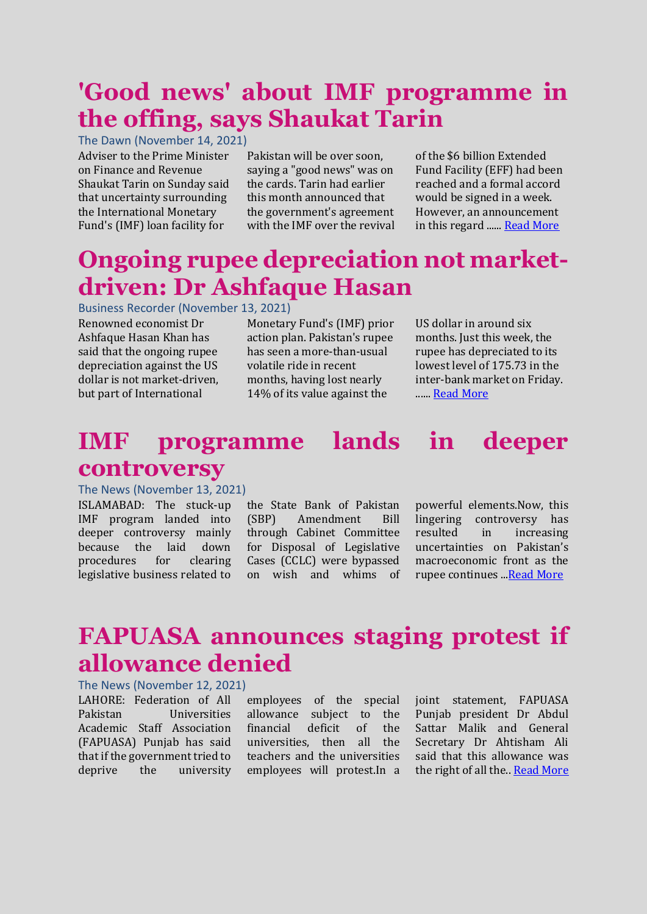# 'Good news' about IMF programme in the offing, says Shaukat Tarin

The Dawn (November 14, 2021)

Adviser to the Prime Minister on Finance and Revenue Shaukat Tarin on Sunday said that uncertainty surrounding the International Monetary Fund's (IMF) loan facility for Pakistan will be over soon, saying a "good news" was on the cards. Tarin had earlier this month announced that the government's agreement with the IMF over the revival of the $6 billion Extended Fund Facility (EFF) had been reached and a formal accord would be signed in a week. However, an announcement in this regard ...... Read More

# Ongoing rupee depreciation not market-driven: Dr Ashfaque Hasan

Business Recorder (November 13, 2021)

Renowned economist Dr Ashfaque Hasan Khan has said that the ongoing rupee depreciation against the US dollar is not market-driven, but part of International Monetary Fund's (IMF) prior action plan. Pakistan's rupee has seen a more-than-usual volatile ride in recent months, having lost nearly 14% of its value against the US dollar in around six months. Just this week, the rupee has depreciated to its lowest level of 175.73 in the inter-bank market on Friday. ...... Read More

# IMF programme lands in deeper controversy

The News (November 13, 2021)

ISLAMABAD: The stuck-up IMF program landed into deeper controversy mainly because the laid down procedures for clearing legislative business related to the State Bank of Pakistan (SBP) Amendment Bill through Cabinet Committee for Disposal of Legislative Cases (CCLC) were bypassed on wish and whims of powerful elements.Now, this lingering controversy has resulted in increasing uncertainties on Pakistan's macroeconomic front as the rupee continues ...Read More

# FAPUASA announces staging protest if allowance denied

The News (November 12, 2021)

LAHORE: Federation of All Pakistan Universities Academic Staff Association (FAPUASA) Punjab has said that if the government tried to deprive the university employees of the special allowance subject to the financial deficit of the universities, then all the teachers and the universities employees will protest.In a joint statement, FAPUASA Punjab president Dr Abdul Sattar Malik and General Secretary Dr Ahtisham Ali said that this allowance was the right of all the.. Read More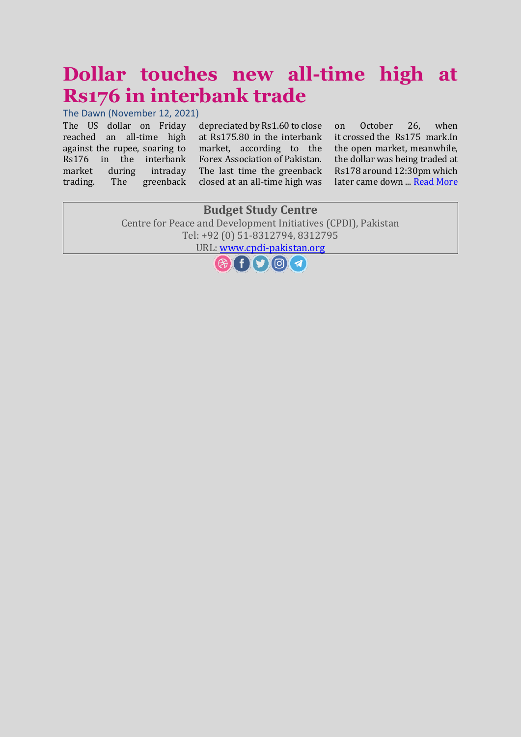# Dollar touches new all-time high at Rs176 in interbank trade

The Dawn (November 12, 2021)

The US dollar on Friday reached an all-time high against the rupee, soaring to Rs176 in the interbank market during intraday trading. The greenback depreciated by Rs1.60 to close at Rs175.80 in the interbank market, according to the Forex Association of Pakistan. The last time the greenback closed at an all-time high was on October 26, when it crossed the Rs175 mark.In the open market, meanwhile, the dollar was being traded at Rs178 around 12:30pm which later came down ... Read More

**Budget Study Centre**
Centre for Peace and Development Initiatives (CPDI), Pakistan
Tel: +92 (0) 51-8312794, 8312795
URL: www.cpdi-pakistan.org